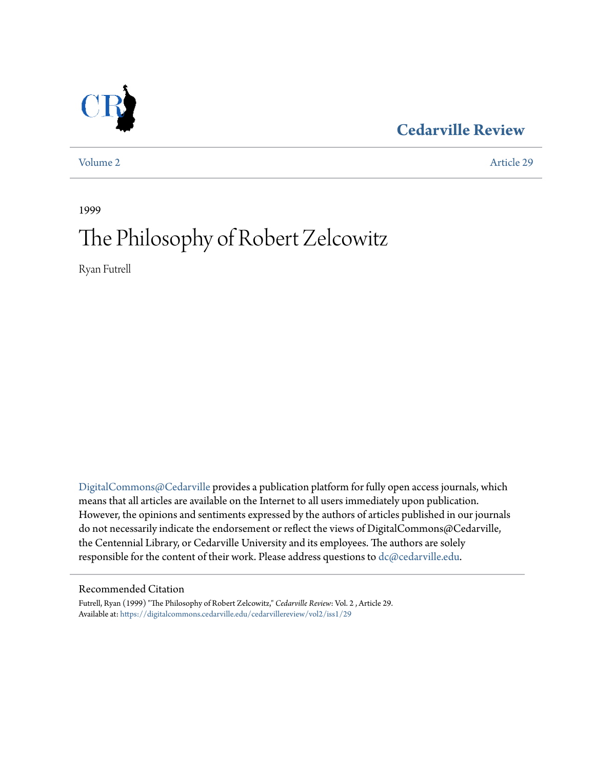Cedarville Review

Volume 2 Article 29

1999

# The Philosophy of Robert Zelcowitz

Ryan Futrell

DigitalCommons@Cedarville provides a publication platform for fully open access journals, which means that all articles are available on the Internet to all users immediately upon publication. However, the opinions and sentiments expressed by the authors of articles published in our journals do not necessarily indicate the endorsement or reflect the views of DigitalCommons@Cedarville, the Centennial Library, or Cedarville University and its employees. The authors are solely responsible for the content of their work. Please address questions to dc@cedarville.edu.

## Recommended Citation

Futrell, Ryan (1999) "The Philosophy of Robert Zelcowitz," *Cedarville Review*: Vol. 2 , Article 29.
Available at: https://digitalcommons.cedarville.edu/cedarvillereview/vol2/iss1/29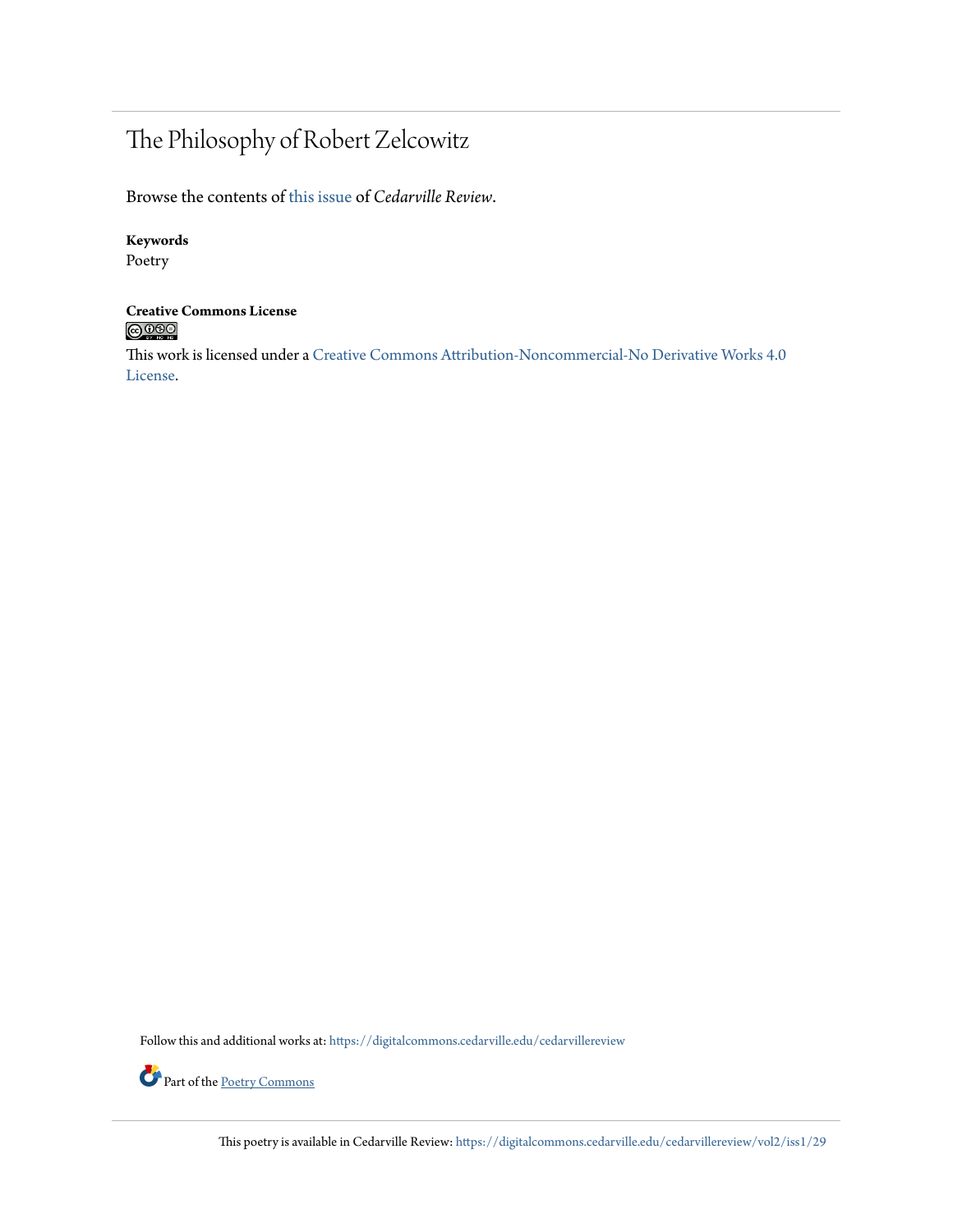# The Philosophy of Robert Zelcowitz

Browse the contents of this issue of *Cedarville Review*.

**Keywords**
Poetry

**Creative Commons License**

This work is licensed under a Creative Commons Attribution-Noncommercial-No Derivative Works 4.0 License.

Follow this and additional works at: https://digitalcommons.cedarville.edu/cedarvillereview

Part of the Poetry Commons

This poetry is available in Cedarville Review: https://digitalcommons.cedarville.edu/cedarvillereview/vol2/iss1/29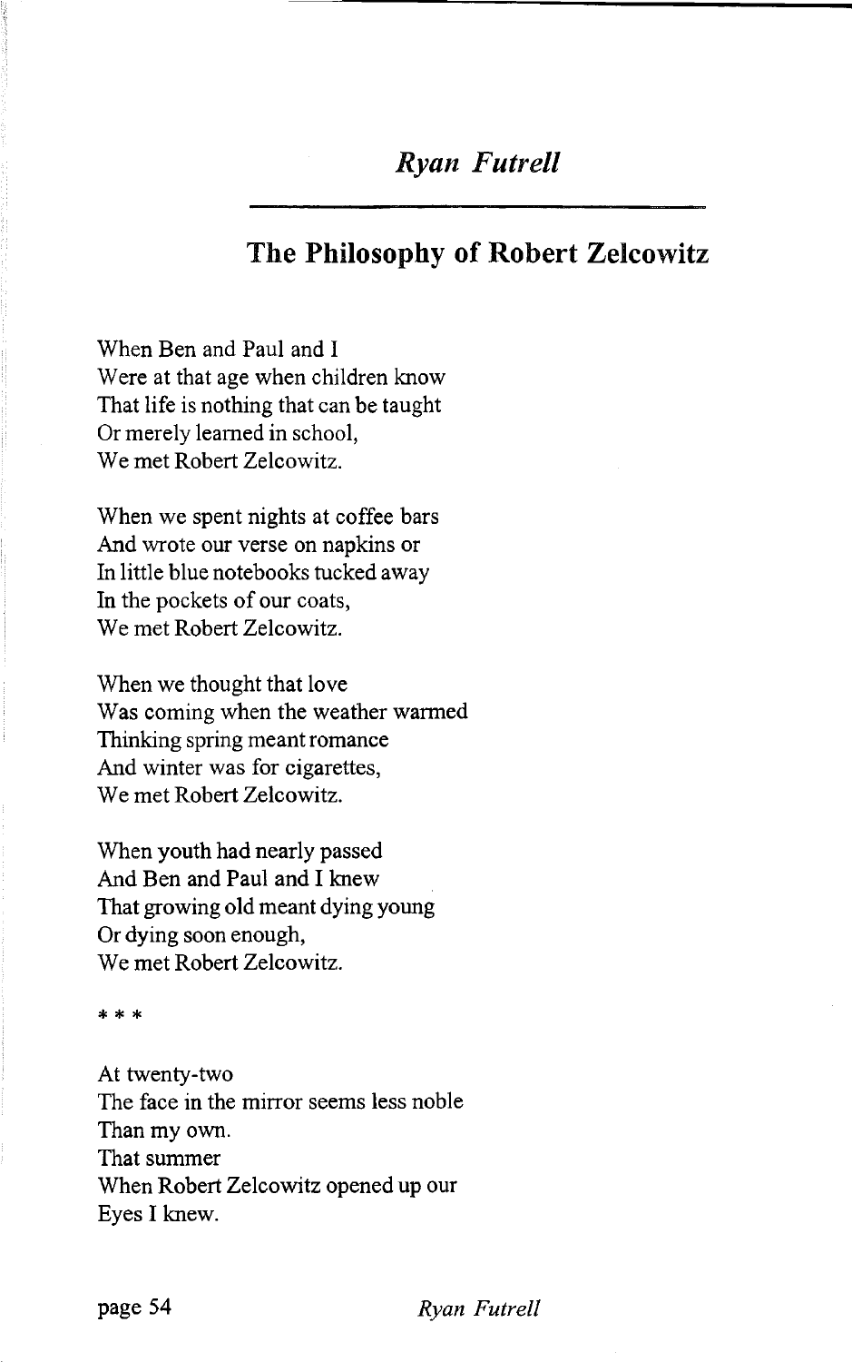*Ryan Futrell*

## The Philosophy of Robert Zelcowitz

When Ben and Paul and I  
Were at that age when children know  
That life is nothing that can be taught  
Or merely learned in school,  
We met Robert Zelcowitz.

When we spent nights at coffee bars  
And wrote our verse on napkins or  
In little blue notebooks tucked away  
In the pockets of our coats,  
We met Robert Zelcowitz.

When we thought that love  
Was coming when the weather warmed  
Thinking spring meant romance  
And winter was for cigarettes,  
We met Robert Zelcowitz.

When youth had nearly passed  
And Ben and Paul and I knew  
That growing old meant dying young  
Or dying soon enough,  
We met Robert Zelcowitz.

\* \* \*

At twenty-two  
The face in the mirror seems less noble  
Than my own.  
That summer  
When Robert Zelcowitz opened up our  
Eyes I knew.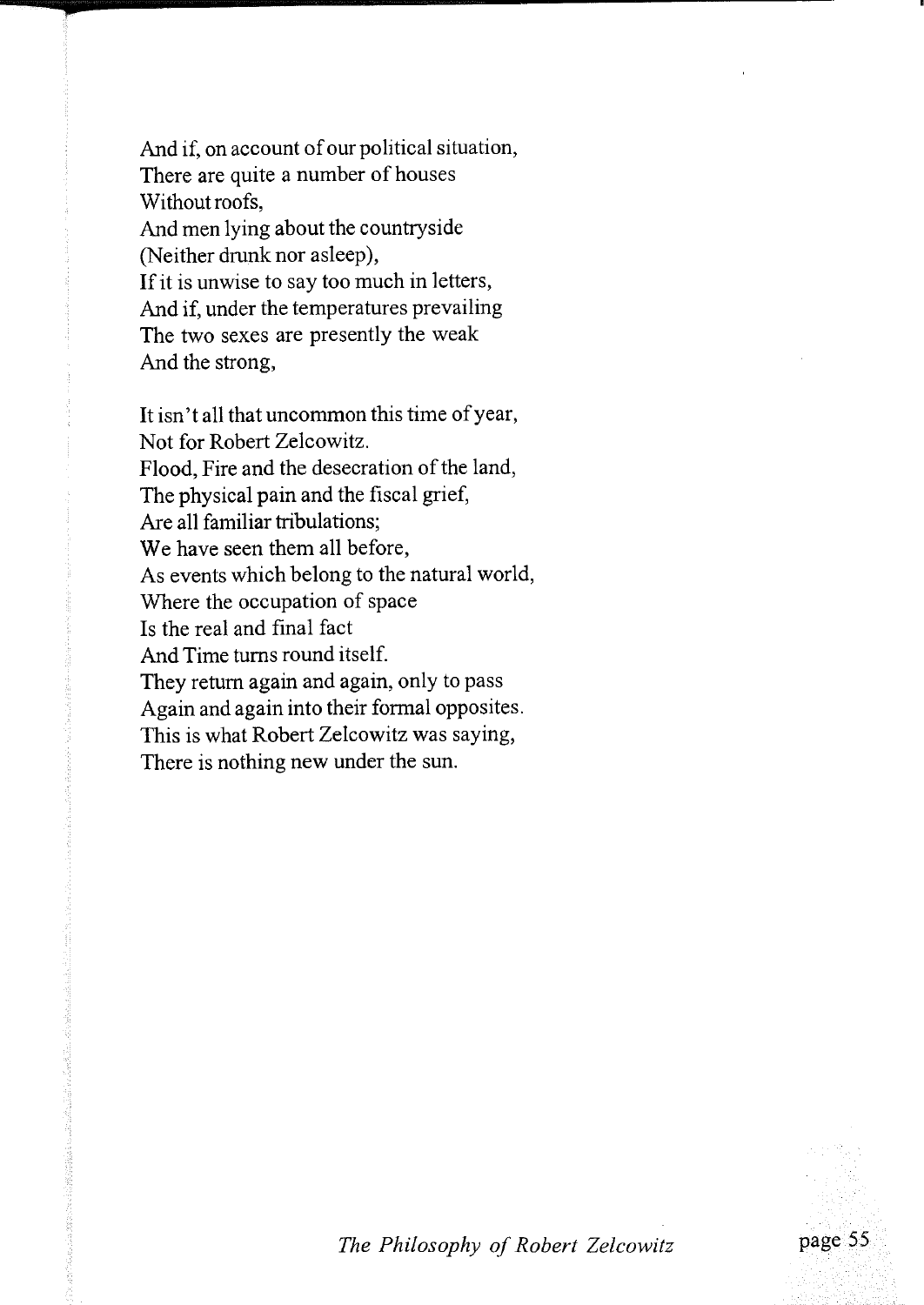And if, on account of our political situation,
There are quite a number of houses
Without roofs,
And men lying about the countryside
(Neither drunk nor asleep),
If it is unwise to say too much in letters,
And if, under the temperatures prevailing
The two sexes are presently the weak
And the strong,

It isn't all that uncommon this time of year,
Not for Robert Zelcowitz.
Flood, Fire and the desecration of the land,
The physical pain and the fiscal grief,
Are all familiar tribulations;
We have seen them all before,
As events which belong to the natural world,
Where the occupation of space
Is the real and final fact
And Time turns round itself.
They return again and again, only to pass
Again and again into their formal opposites.
This is what Robert Zelcowitz was saying,
There is nothing new under the sun.